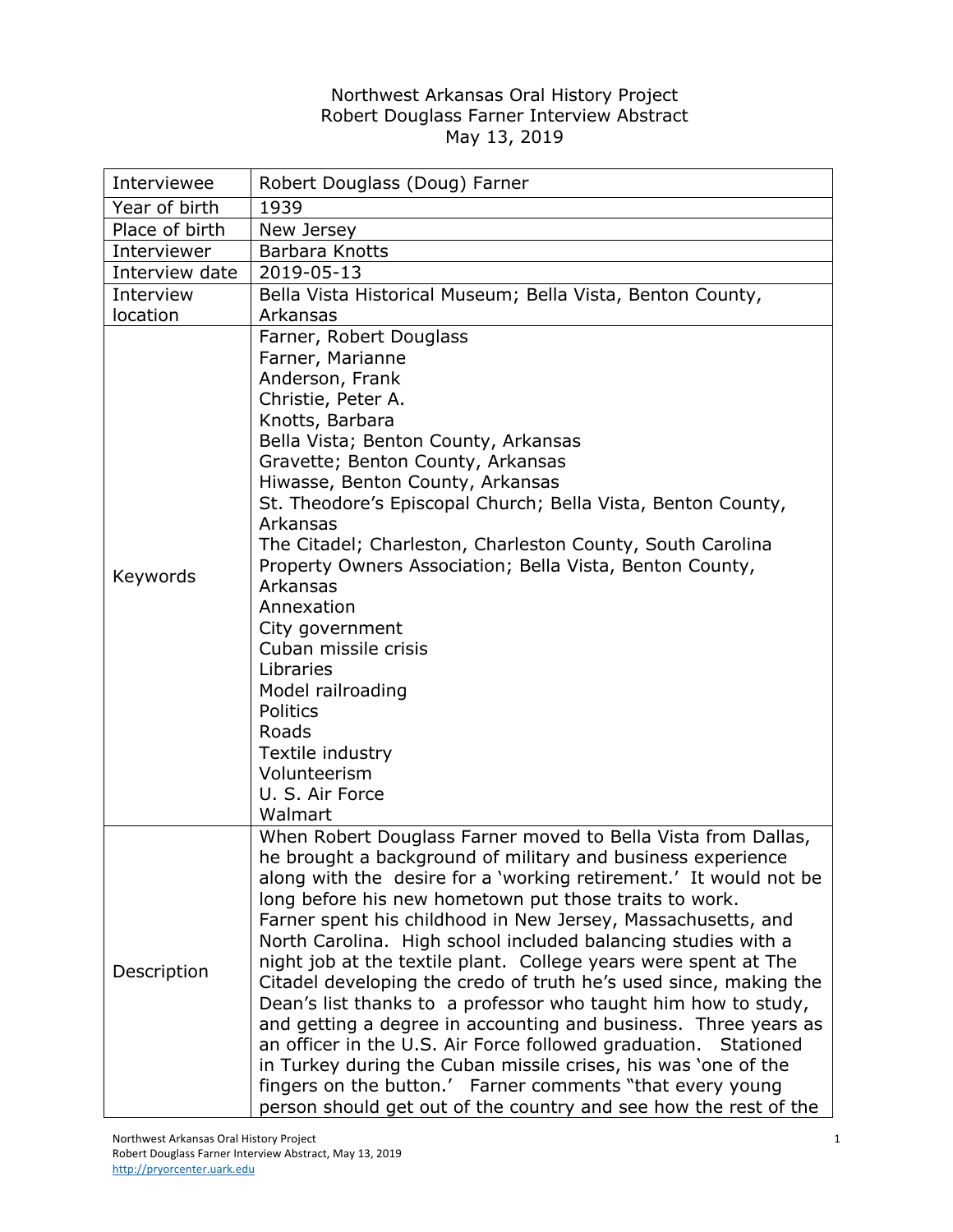Northwest Arkansas Oral History Project
Robert Douglass Farner Interview Abstract
May 13, 2019

| | |
|---|---|
| Interviewee | Robert Douglass (Doug) Farner |
| Year of birth | 1939 |
| Place of birth | New Jersey |
| Interviewer | Barbara Knotts |
| Interview date | 2019-05-13 |
| Interview location | Bella Vista Historical Museum; Bella Vista, Benton County, Arkansas |
| Keywords | Farner, Robert Douglass<br>Farner, Marianne<br>Anderson, Frank<br>Christie, Peter A.<br>Knotts, Barbara<br>Bella Vista; Benton County, Arkansas<br>Gravette; Benton County, Arkansas<br>Hiwasse, Benton County, Arkansas<br>St. Theodore's Episcopal Church; Bella Vista, Benton County, Arkansas<br>The Citadel; Charleston, Charleston County, South Carolina<br>Property Owners Association; Bella Vista, Benton County, Arkansas<br>Annexation<br>City government<br>Cuban missile crisis<br>Libraries<br>Model railroading<br>Politics<br>Roads<br>Textile industry<br>Volunteerism<br>U. S. Air Force<br>Walmart |
| Description | When Robert Douglass Farner moved to Bella Vista from Dallas, he brought a background of military and business experience along with the desire for a 'working retirement.' It would not be long before his new hometown put those traits to work. Farner spent his childhood in New Jersey, Massachusetts, and North Carolina. High school included balancing studies with a night job at the textile plant. College years were spent at The Citadel developing the credo of truth he's used since, making the Dean's list thanks to a professor who taught him how to study, and getting a degree in accounting and business. Three years as an officer in the U.S. Air Force followed graduation. Stationed in Turkey during the Cuban missile crises, his was 'one of the fingers on the button.' Farner comments "that every young person should get out of the country and see how the rest of the |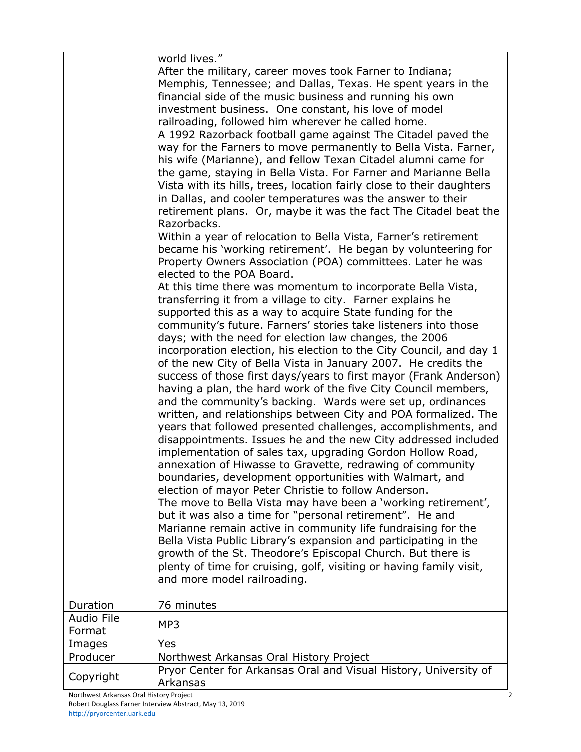| | |
|---|---|
| | world lives."<br>After the military, career moves took Farner to Indiana; Memphis, Tennessee; and Dallas, Texas. He spent years in the financial side of the music business and running his own investment business. One constant, his love of model railroading, followed him wherever he called home.<br>A 1992 Razorback football game against The Citadel paved the way for the Farners to move permanently to Bella Vista. Farner, his wife (Marianne), and fellow Texan Citadel alumni came for the game, staying in Bella Vista. For Farner and Marianne Bella Vista with its hills, trees, location fairly close to their daughters in Dallas, and cooler temperatures was the answer to their retirement plans. Or, maybe it was the fact The Citadel beat the Razorbacks.<br>Within a year of relocation to Bella Vista, Farner's retirement became his 'working retirement'. He began by volunteering for Property Owners Association (POA) committees. Later he was elected to the POA Board.<br>At this time there was momentum to incorporate Bella Vista, transferring it from a village to city. Farner explains he supported this as a way to acquire State funding for the community's future. Farners' stories take listeners into those days; with the need for election law changes, the 2006 incorporation election, his election to the City Council, and day 1 of the new City of Bella Vista in January 2007. He credits the success of those first days/years to first mayor (Frank Anderson) having a plan, the hard work of the five City Council members, and the community's backing. Wards were set up, ordinances written, and relationships between City and POA formalized. The years that followed presented challenges, accomplishments, and disappointments. Issues he and the new City addressed included implementation of sales tax, upgrading Gordon Hollow Road, annexation of Hiwasse to Gravette, redrawing of community boundaries, development opportunities with Walmart, and election of mayor Peter Christie to follow Anderson.<br>The move to Bella Vista may have been a 'working retirement', but it was also a time for "personal retirement". He and Marianne remain active in community life fundraising for the Bella Vista Public Library's expansion and participating in the growth of the St. Theodore's Episcopal Church. But there is plenty of time for cruising, golf, visiting or having family visit, and more model railroading. |
| Duration | 76 minutes |
| Audio File Format | MP3 |
| Images | Yes |
| Producer | Northwest Arkansas Oral History Project |
| Copyright | Pryor Center for Arkansas Oral and Visual History, University of Arkansas |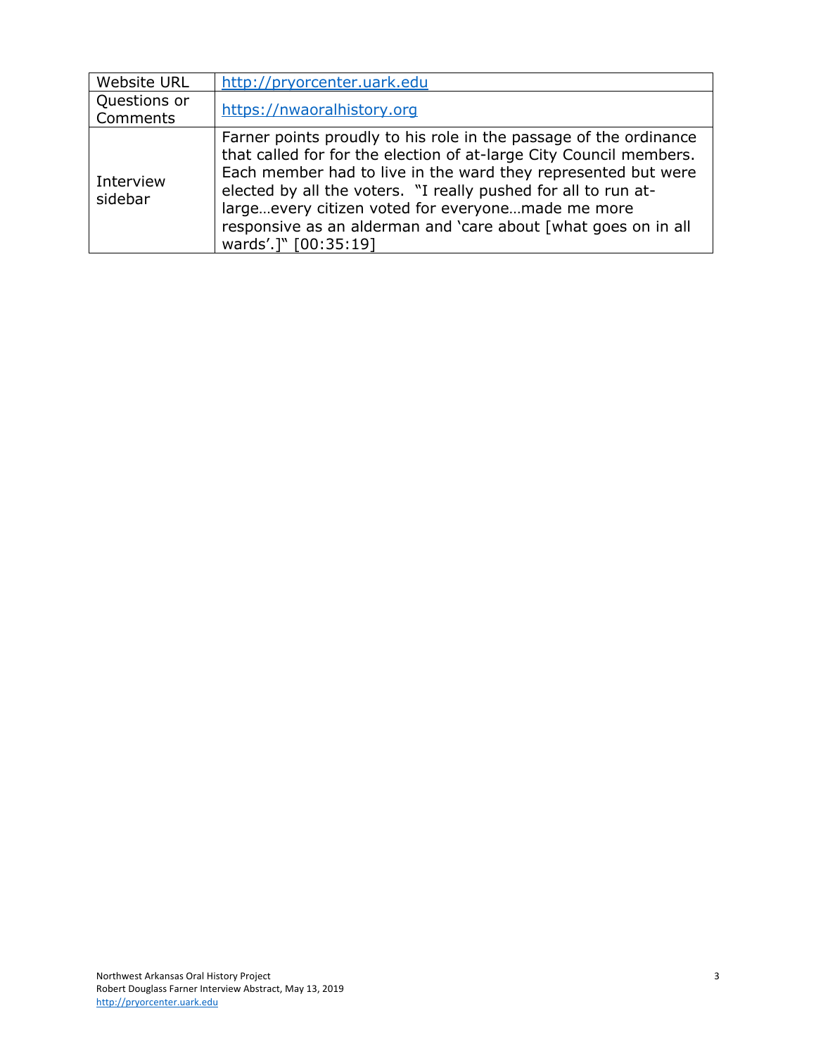| | |
|---|---|
| Website URL | [http://pryorcenter.uark.edu](http://pryorcenter.uark.edu) |
| Questions or Comments | [https://nwaoralhistory.org](https://nwaoralhistory.org) |
| Interview sidebar | Farner points proudly to his role in the passage of the ordinance that called for for the election of at-large City Council members. Each member had to live in the ward they represented but were elected by all the voters. "I really pushed for all to run at-large…every citizen voted for everyone…made me more responsive as an alderman and 'care about [what goes on in all wards'.]" [00:35:19] |